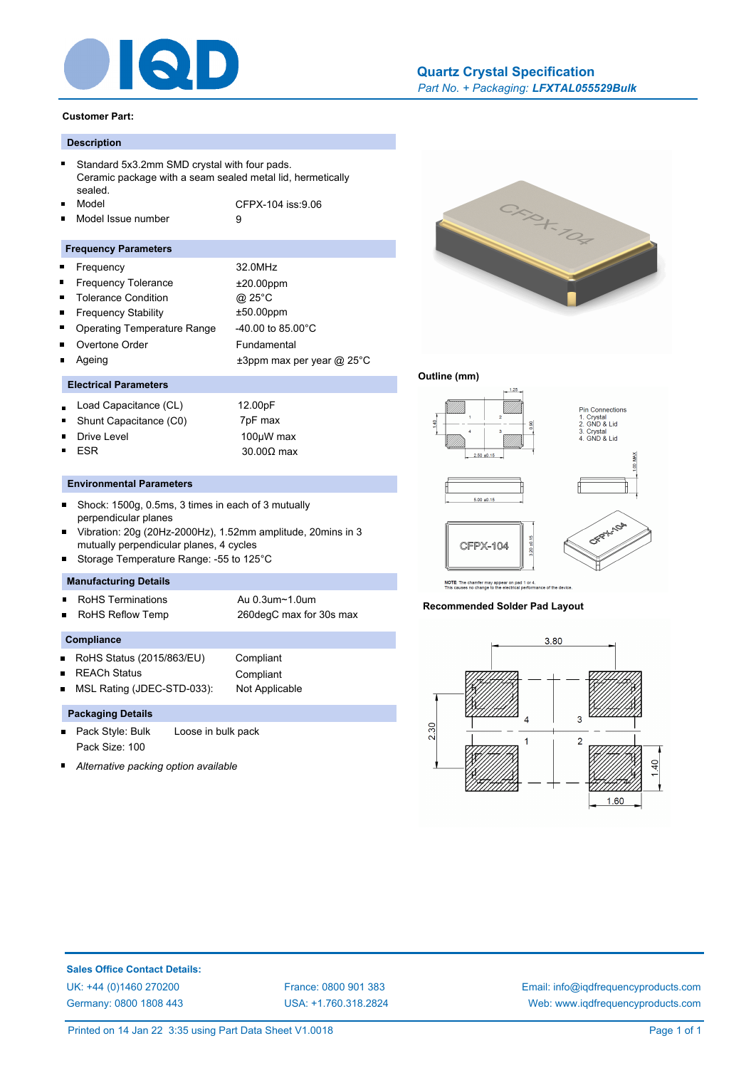# Quartz Crystal Specification

*Part No. + Packaging:* ***LFXTAL055529Bulk***

**Customer Part:**

## Description

- Standard 5x3.2mm SMD crystal with four pads. Ceramic package with a seam sealed metal lid, hermetically sealed.
- Model: CFPX-104 iss:9.06
- Model Issue number: 9

## Frequency Parameters

| Parameter | Value |
|---|---|
| Frequency | 32.0MHz |
| Frequency Tolerance | ±20.00ppm |
| Tolerance Condition | @ 25°C |
| Frequency Stability | ±50.00ppm |
| Operating Temperature Range | -40.00 to 85.00°C |
| Overtone Order | Fundamental |
| Ageing | ±3ppm max per year @ 25°C |

## Electrical Parameters

| Parameter | Value |
|---|---|
| Load Capacitance (CL) | 12.00pF |
| Shunt Capacitance (C0) | 7pF max |
| Drive Level | 100µW max |
| ESR | 30.00Ω max |

## Environmental Parameters

- Shock: 1500g, 0.5ms, 3 times in each of 3 mutually perpendicular planes
- Vibration: 20g (20Hz-2000Hz), 1.52mm amplitude, 20mins in 3 mutually perpendicular planes, 4 cycles
- Storage Temperature Range: -55 to 125°C

## Manufacturing Details

| Parameter | Value |
|---|---|
| RoHS Terminations | Au 0.3um~1.0um |
| RoHS Reflow Temp | 260degC max for 30s max |

## Compliance

| Parameter | Value |
|---|---|
| RoHS Status (2015/863/EU) | Compliant |
| REACh Status | Compliant |
| MSL Rating (JDEC-STD-033): | Not Applicable |

## Packaging Details

- Pack Style: Bulk — Loose in bulk pack
  Pack Size: 100
- *Alternative packing option available*

## Outline (mm)

Pin Connections
1. Crystal
2. GND & Lid
3. Crystal
4. GND & Lid

Dimensions: 5.00 ±0.15 × 3.20 ±0.15; height 1.00 MAX; pad 1.25, 1.40, 0.90, 2.50 ±0.15

NOTE: The chamfer may appear on pad 1 or 4. This causes no change to the electrical performance of the device.

## Recommended Solder Pad Layout

Dimensions: 3.80, 2.30, 1.40, 1.60

**Sales Office Contact Details:**

UK: +44 (0)1460 270200
Germany: 0800 1808 443
France: 0800 901 383
USA: +1.760.318.2824
Email: info@iqdfrequencyproducts.com
Web: www.iqdfrequencyproducts.com

Printed on 14 Jan 22 3:35 using Part Data Sheet V1.0018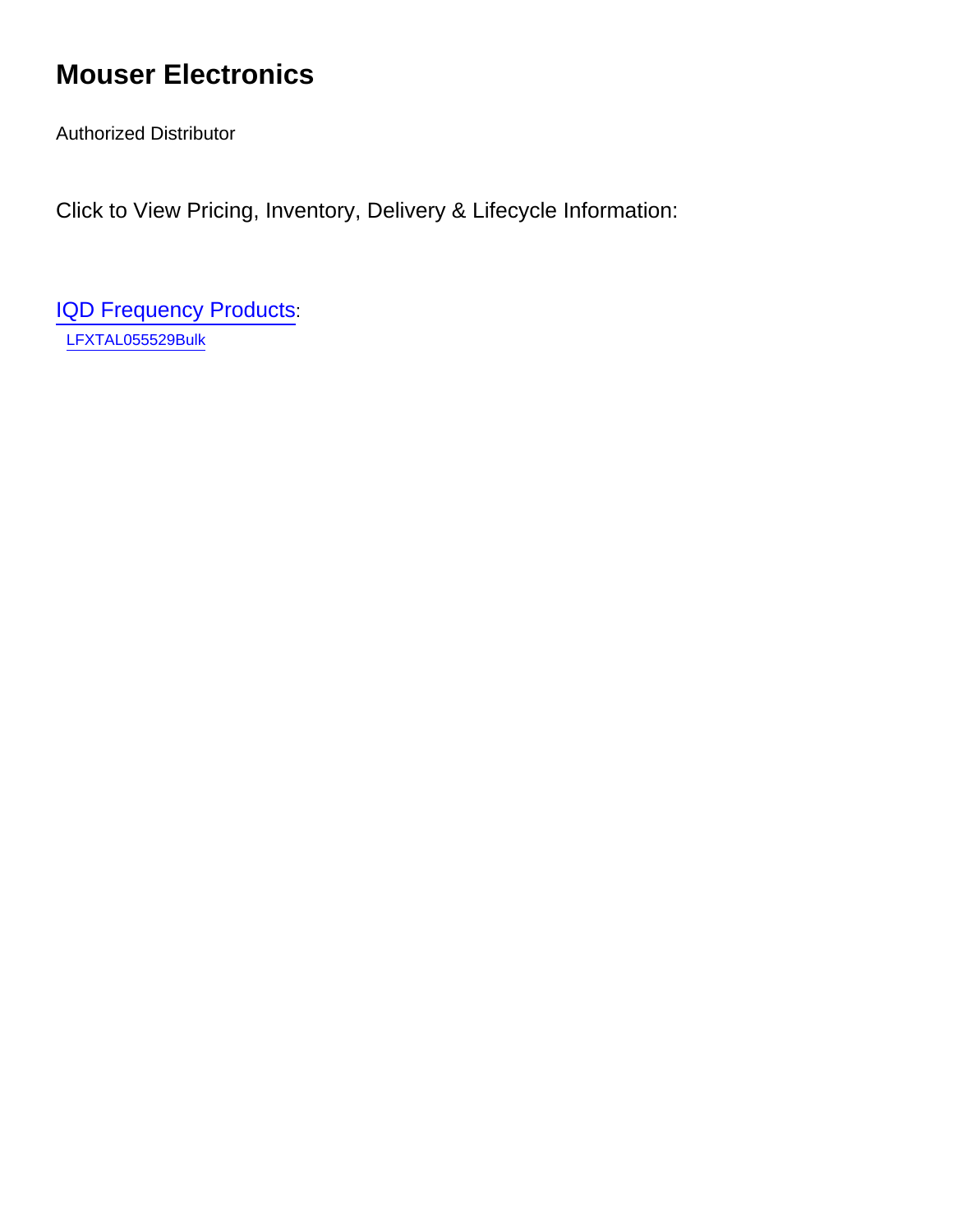# Mouser Electronics

Authorized Distributor

Click to View Pricing, Inventory, Delivery & Lifecycle Information:

IQD Frequency Products:

LFXTAL055529Bulk